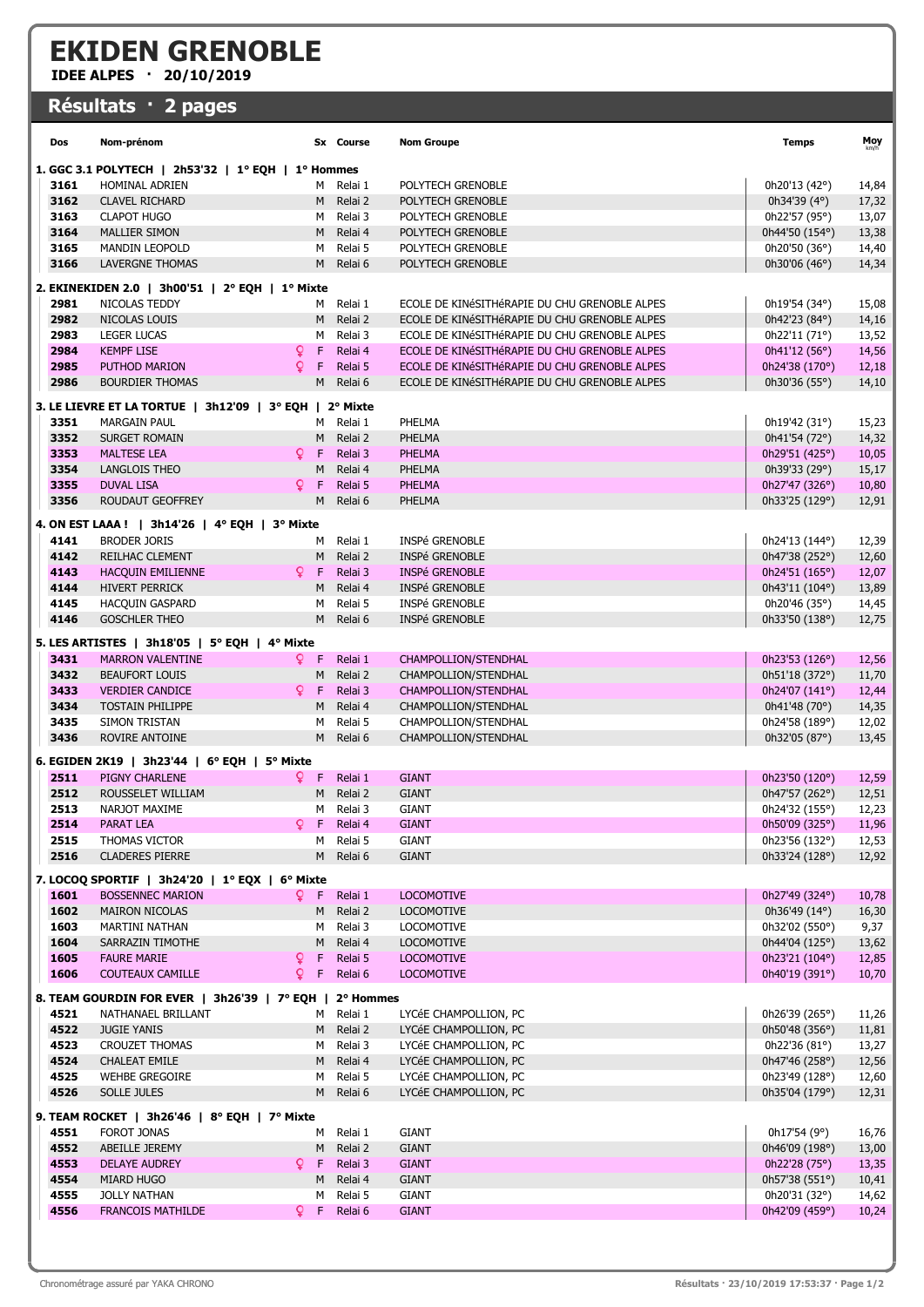# EKIDEN GRENOBLE

**IDEE ALPES · 20/10/2019**

## Résultats · 2 pages

| Dos | Nom-prénom | Sx | Course | Nom Groupe | Temps | Moy km/h |
|---|---|---|---|---|---|---|
| **1. GGC 3.1 POLYTECH \| 2h53'32 \| 1° EQH \| 1° Hommes** | | | | | | |
| **3161** | HOMINAL ADRIEN | M | Relai 1 | POLYTECH GRENOBLE | 0h20'13 (42°) | 14,84 |
| **3162** | CLAVEL RICHARD | M | Relai 2 | POLYTECH GRENOBLE | 0h34'39 (4°) | 17,32 |
| **3163** | CLAPOT HUGO | M | Relai 3 | POLYTECH GRENOBLE | 0h22'57 (95°) | 13,07 |
| **3164** | MALLIER SIMON | M | Relai 4 | POLYTECH GRENOBLE | 0h44'50 (154°) | 13,38 |
| **3165** | MANDIN LEOPOLD | M | Relai 5 | POLYTECH GRENOBLE | 0h20'50 (36°) | 14,40 |
| **3166** | LAVERGNE THOMAS | M | Relai 6 | POLYTECH GRENOBLE | 0h30'06 (46°) | 14,34 |
| **2. EKINEKIDEN 2.0 \| 3h00'51 \| 2° EQH \| 1° Mixte** | | | | | | |
| **2981** | NICOLAS TEDDY | M | Relai 1 | ECOLE DE KINéSITHéRAPIE DU CHU GRENOBLE ALPES | 0h19'54 (34°) | 15,08 |
| **2982** | NICOLAS LOUIS | M | Relai 2 | ECOLE DE KINéSITHéRAPIE DU CHU GRENOBLE ALPES | 0h42'23 (84°) | 14,16 |
| **2983** | LEGER LUCAS | M | Relai 3 | ECOLE DE KINéSITHéRAPIE DU CHU GRENOBLE ALPES | 0h22'11 (71°) | 13,52 |
| **2984** | KEMPF LISE | ♀ F | Relai 4 | ECOLE DE KINéSITHéRAPIE DU CHU GRENOBLE ALPES | 0h41'12 (56°) | 14,56 |
| **2985** | PUTHOD MARION | ♀ F | Relai 5 | ECOLE DE KINéSITHéRAPIE DU CHU GRENOBLE ALPES | 0h24'38 (170°) | 12,18 |
| **2986** | BOURDIER THOMAS | M | Relai 6 | ECOLE DE KINéSITHéRAPIE DU CHU GRENOBLE ALPES | 0h30'36 (55°) | 14,10 |
| **3. LE LIEVRE ET LA TORTUE \| 3h12'09 \| 3° EQH \| 2° Mixte** | | | | | | |
| **3351** | MARGAIN PAUL | M | Relai 1 | PHELMA | 0h19'42 (31°) | 15,23 |
| **3352** | SURGET ROMAIN | M | Relai 2 | PHELMA | 0h41'54 (72°) | 14,32 |
| **3353** | MALTESE LEA | ♀ F | Relai 3 | PHELMA | 0h29'51 (425°) | 10,05 |
| **3354** | LANGLOIS THEO | M | Relai 4 | PHELMA | 0h39'33 (29°) | 15,17 |
| **3355** | DUVAL LISA | ♀ F | Relai 5 | PHELMA | 0h27'47 (326°) | 10,80 |
| **3356** | ROUDAUT GEOFFREY | M | Relai 6 | PHELMA | 0h33'25 (129°) | 12,91 |
| **4. ON EST LAAA ! \| 3h14'26 \| 4° EQH \| 3° Mixte** | | | | | | |
| **4141** | BRODER JORIS | M | Relai 1 | INSPé GRENOBLE | 0h24'13 (144°) | 12,39 |
| **4142** | REILHAC CLEMENT | M | Relai 2 | INSPé GRENOBLE | 0h47'38 (252°) | 12,60 |
| **4143** | HACQUIN EMILIENNE | ♀ F | Relai 3 | INSPé GRENOBLE | 0h24'51 (165°) | 12,07 |
| **4144** | HIVERT PERRICK | M | Relai 4 | INSPé GRENOBLE | 0h43'11 (104°) | 13,89 |
| **4145** | HACQUIN GASPARD | M | Relai 5 | INSPé GRENOBLE | 0h20'46 (35°) | 14,45 |
| **4146** | GOSCHLER THEO | M | Relai 6 | INSPé GRENOBLE | 0h33'50 (138°) | 12,75 |
| **5. LES ARTISTES \| 3h18'05 \| 5° EQH \| 4° Mixte** | | | | | | |
| **3431** | MARRON VALENTINE | ♀ F | Relai 1 | CHAMPOLLION/STENDHAL | 0h23'53 (126°) | 12,56 |
| **3432** | BEAUFORT LOUIS | M | Relai 2 | CHAMPOLLION/STENDHAL | 0h51'18 (372°) | 11,70 |
| **3433** | VERDIER CANDICE | ♀ F | Relai 3 | CHAMPOLLION/STENDHAL | 0h24'07 (141°) | 12,44 |
| **3434** | TOSTAIN PHILIPPE | M | Relai 4 | CHAMPOLLION/STENDHAL | 0h41'48 (70°) | 14,35 |
| **3435** | SIMON TRISTAN | M | Relai 5 | CHAMPOLLION/STENDHAL | 0h24'58 (189°) | 12,02 |
| **3436** | ROVIRE ANTOINE | M | Relai 6 | CHAMPOLLION/STENDHAL | 0h32'05 (87°) | 13,45 |
| **6. EGIDEN 2K19 \| 3h23'44 \| 6° EQH \| 5° Mixte** | | | | | | |
| **2511** | PIGNY CHARLENE | ♀ F | Relai 1 | GIANT | 0h23'50 (120°) | 12,59 |
| **2512** | ROUSSELET WILLIAM | M | Relai 2 | GIANT | 0h47'57 (262°) | 12,51 |
| **2513** | NARJOT MAXIME | M | Relai 3 | GIANT | 0h24'32 (155°) | 12,23 |
| **2514** | PARAT LEA | ♀ F | Relai 4 | GIANT | 0h50'09 (325°) | 11,96 |
| **2515** | THOMAS VICTOR | M | Relai 5 | GIANT | 0h23'56 (132°) | 12,53 |
| **2516** | CLADERES PIERRE | M | Relai 6 | GIANT | 0h33'24 (128°) | 12,92 |
| **7. LOCOQ SPORTIF \| 3h24'20 \| 1° EQX \| 6° Mixte** | | | | | | |
| **1601** | BOSSENNEC MARION | ♀ F | Relai 1 | LOCOMOTIVE | 0h27'49 (324°) | 10,78 |
| **1602** | MAIRON NICOLAS | M | Relai 2 | LOCOMOTIVE | 0h36'49 (14°) | 16,30 |
| **1603** | MARTINI NATHAN | M | Relai 3 | LOCOMOTIVE | 0h32'02 (550°) | 9,37 |
| **1604** | SARRAZIN TIMOTHE | M | Relai 4 | LOCOMOTIVE | 0h44'04 (125°) | 13,62 |
| **1605** | FAURE MARIE | ♀ F | Relai 5 | LOCOMOTIVE | 0h23'21 (104°) | 12,85 |
| **1606** | COUTEAUX CAMILLE | ♀ F | Relai 6 | LOCOMOTIVE | 0h40'19 (391°) | 10,70 |
| **8. TEAM GOURDIN FOR EVER \| 3h26'39 \| 7° EQH \| 2° Hommes** | | | | | | |
| **4521** | NATHANAEL BRILLANT | M | Relai 1 | LYCéE CHAMPOLLION, PC | 0h26'39 (265°) | 11,26 |
| **4522** | JUGIE YANIS | M | Relai 2 | LYCéE CHAMPOLLION, PC | 0h50'48 (356°) | 11,81 |
| **4523** | CROUZET THOMAS | M | Relai 3 | LYCéE CHAMPOLLION, PC | 0h22'36 (81°) | 13,27 |
| **4524** | CHALEAT EMILE | M | Relai 4 | LYCéE CHAMPOLLION, PC | 0h47'46 (258°) | 12,56 |
| **4525** | WEHBE GREGOIRE | M | Relai 5 | LYCéE CHAMPOLLION, PC | 0h23'49 (128°) | 12,60 |
| **4526** | SOLLE JULES | M | Relai 6 | LYCéE CHAMPOLLION, PC | 0h35'04 (179°) | 12,31 |
| **9. TEAM ROCKET \| 3h26'46 \| 8° EQH \| 7° Mixte** | | | | | | |
| **4551** | FOROT JONAS | M | Relai 1 | GIANT | 0h17'54 (9°) | 16,76 |
| **4552** | ABEILLE JEREMY | M | Relai 2 | GIANT | 0h46'09 (198°) | 13,00 |
| **4553** | DELAYE AUDREY | ♀ F | Relai 3 | GIANT | 0h22'28 (75°) | 13,35 |
| **4554** | MIARD HUGO | M | Relai 4 | GIANT | 0h57'38 (551°) | 10,41 |
| **4555** | JOLLY NATHAN | M | Relai 5 | GIANT | 0h20'31 (32°) | 14,62 |
| **4556** | FRANCOIS MATHILDE | ♀ F | Relai 6 | GIANT | 0h42'09 (459°) | 10,24 |

Chronométrage assuré par YAKA CHRONO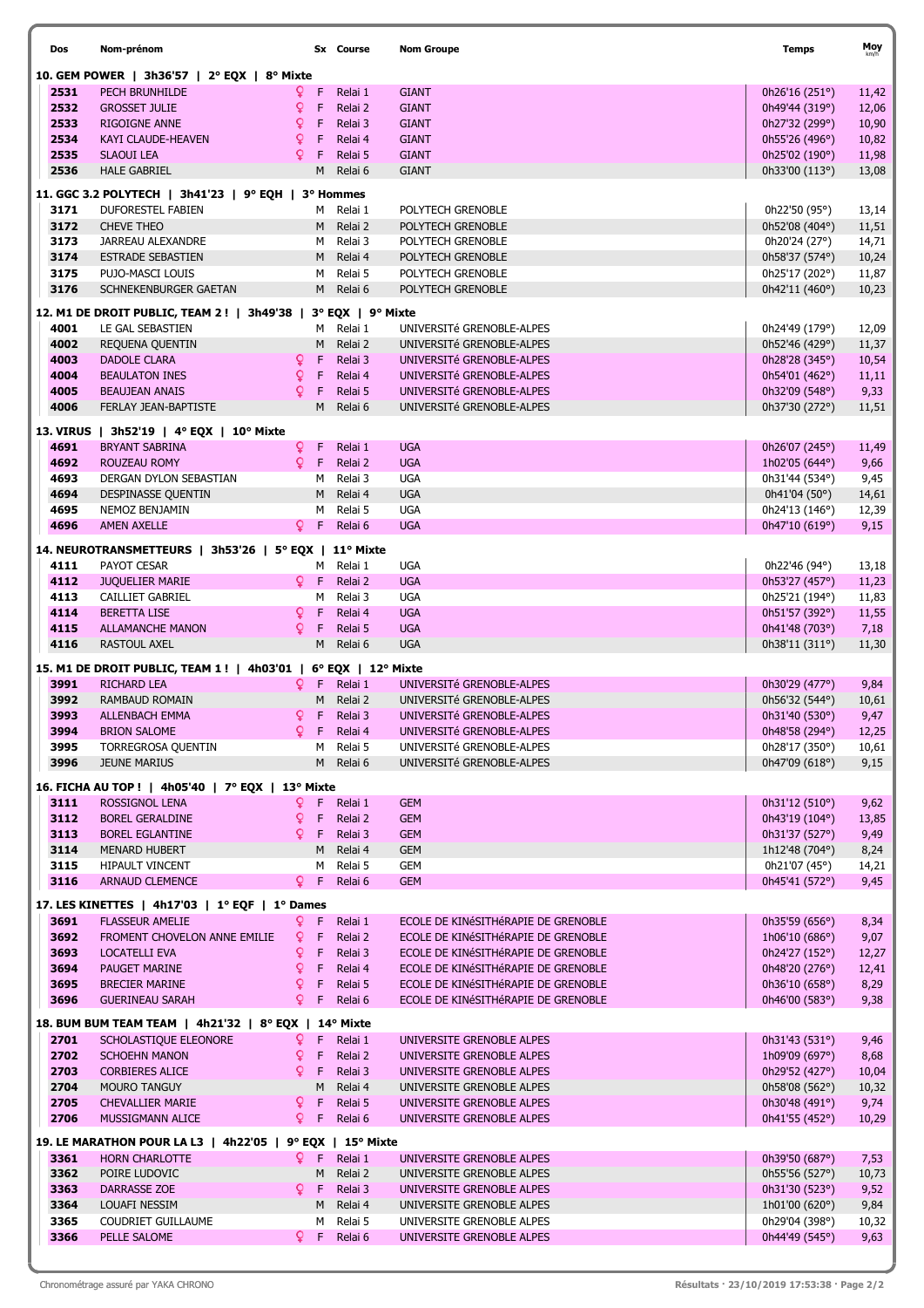| Dos | Nom-prénom | Sx | Course | Nom Groupe | Temps | Moy km/h |
|---|---|---|---|---|---|---|
| **10. GEM POWER \| 3h36'57 \| 2° EQX \| 8° Mixte** | | | | | | |
| 2531 | PECH BRUNHILDE | ♀ F | Relai 1 | GIANT | 0h26'16 (251°) | 11,42 |
| 2532 | GROSSET JULIE | ♀ F | Relai 2 | GIANT | 0h49'44 (319°) | 12,06 |
| 2533 | RIGOIGNE ANNE | ♀ F | Relai 3 | GIANT | 0h27'32 (299°) | 10,90 |
| 2534 | KAYI CLAUDE-HEAVEN | ♀ F | Relai 4 | GIANT | 0h55'26 (496°) | 10,82 |
| 2535 | SLAOUI LEA | ♀ F | Relai 5 | GIANT | 0h25'02 (190°) | 11,98 |
| 2536 | HALE GABRIEL | M | Relai 6 | GIANT | 0h33'00 (113°) | 13,08 |
| **11. GGC 3.2 POLYTECH \| 3h41'23 \| 9° EQH \| 3° Hommes** | | | | | | |
| 3171 | DUFORESTEL FABIEN | M | Relai 1 | POLYTECH GRENOBLE | 0h22'50 (95°) | 13,14 |
| 3172 | CHEVE THEO | M | Relai 2 | POLYTECH GRENOBLE | 0h52'08 (404°) | 11,51 |
| 3173 | JARREAU ALEXANDRE | M | Relai 3 | POLYTECH GRENOBLE | 0h20'24 (27°) | 14,71 |
| 3174 | ESTRADE SEBASTIEN | M | Relai 4 | POLYTECH GRENOBLE | 0h58'37 (574°) | 10,24 |
| 3175 | PUJO-MASCI LOUIS | M | Relai 5 | POLYTECH GRENOBLE | 0h25'17 (202°) | 11,87 |
| 3176 | SCHNEKENBURGER GAETAN | M | Relai 6 | POLYTECH GRENOBLE | 0h42'11 (460°) | 10,23 |
| **12. M1 DE DROIT PUBLIC, TEAM 2 ! \| 3h49'38 \| 3° EQX \| 9° Mixte** | | | | | | |
| 4001 | LE GAL SEBASTIEN | M | Relai 1 | UNIVERSITé GRENOBLE-ALPES | 0h24'49 (179°) | 12,09 |
| 4002 | REQUENA QUENTIN | M | Relai 2 | UNIVERSITé GRENOBLE-ALPES | 0h52'46 (429°) | 11,37 |
| 4003 | DADOLE CLARA | ♀ F | Relai 3 | UNIVERSITé GRENOBLE-ALPES | 0h28'28 (345°) | 10,54 |
| 4004 | BEAULATON INES | ♀ F | Relai 4 | UNIVERSITé GRENOBLE-ALPES | 0h54'01 (462°) | 11,11 |
| 4005 | BEAUJEAN ANAIS | ♀ F | Relai 5 | UNIVERSITé GRENOBLE-ALPES | 0h32'09 (548°) | 9,33 |
| 4006 | FERLAY JEAN-BAPTISTE | M | Relai 6 | UNIVERSITé GRENOBLE-ALPES | 0h37'30 (272°) | 11,51 |
| **13. VIRUS \| 3h52'19 \| 4° EQX \| 10° Mixte** | | | | | | |
| 4691 | BRYANT SABRINA | ♀ F | Relai 1 | UGA | 0h26'07 (245°) | 11,49 |
| 4692 | ROUZEAU ROMY | ♀ F | Relai 2 | UGA | 1h02'05 (644°) | 9,66 |
| 4693 | DERGAN DYLON SEBASTIAN | M | Relai 3 | UGA | 0h31'44 (534°) | 9,45 |
| 4694 | DESPINASSE QUENTIN | M | Relai 4 | UGA | 0h41'04 (50°) | 14,61 |
| 4695 | NEMOZ BENJAMIN | M | Relai 5 | UGA | 0h24'13 (146°) | 12,39 |
| 4696 | AMEN AXELLE | ♀ F | Relai 6 | UGA | 0h47'10 (619°) | 9,15 |
| **14. NEUROTRANSMETTEURS \| 3h53'26 \| 5° EQX \| 11° Mixte** | | | | | | |
| 4111 | PAYOT CESAR | M | Relai 1 | UGA | 0h22'46 (94°) | 13,18 |
| 4112 | JUQUELIER MARIE | ♀ F | Relai 2 | UGA | 0h53'27 (457°) | 11,23 |
| 4113 | CAILLIET GABRIEL | M | Relai 3 | UGA | 0h25'21 (194°) | 11,83 |
| 4114 | BERETTA LISE | ♀ F | Relai 4 | UGA | 0h51'57 (392°) | 11,55 |
| 4115 | ALLAMANCHE MANON | ♀ F | Relai 5 | UGA | 0h41'48 (703°) | 7,18 |
| 4116 | RASTOUL AXEL | M | Relai 6 | UGA | 0h38'11 (311°) | 11,30 |
| **15. M1 DE DROIT PUBLIC, TEAM 1 ! \| 4h03'01 \| 6° EQX \| 12° Mixte** | | | | | | |
| 3991 | RICHARD LEA | ♀ F | Relai 1 | UNIVERSITé GRENOBLE-ALPES | 0h30'29 (477°) | 9,84 |
| 3992 | RAMBAUD ROMAIN | M | Relai 2 | UNIVERSITé GRENOBLE-ALPES | 0h56'32 (544°) | 10,61 |
| 3993 | ALLENBACH EMMA | ♀ F | Relai 3 | UNIVERSITé GRENOBLE-ALPES | 0h31'40 (530°) | 9,47 |
| 3994 | BRION SALOME | ♀ F | Relai 4 | UNIVERSITé GRENOBLE-ALPES | 0h48'58 (294°) | 12,25 |
| 3995 | TORREGROSA QUENTIN | M | Relai 5 | UNIVERSITé GRENOBLE-ALPES | 0h28'17 (350°) | 10,61 |
| 3996 | JEUNE MARIUS | M | Relai 6 | UNIVERSITé GRENOBLE-ALPES | 0h47'09 (618°) | 9,15 |
| **16. FICHA AU TOP ! \| 4h05'40 \| 7° EQX \| 13° Mixte** | | | | | | |
| 3111 | ROSSIGNOL LENA | ♀ F | Relai 1 | GEM | 0h31'12 (510°) | 9,62 |
| 3112 | BOREL GERALDINE | ♀ F | Relai 2 | GEM | 0h43'19 (104°) | 13,85 |
| 3113 | BOREL EGLANTINE | ♀ F | Relai 3 | GEM | 0h31'37 (527°) | 9,49 |
| 3114 | MENARD HUBERT | M | Relai 4 | GEM | 1h12'48 (704°) | 8,24 |
| 3115 | HIPAULT VINCENT | M | Relai 5 | GEM | 0h21'07 (45°) | 14,21 |
| 3116 | ARNAUD CLEMENCE | ♀ F | Relai 6 | GEM | 0h45'41 (572°) | 9,45 |
| **17. LES KINETTES \| 4h17'03 \| 1° EQF \| 1° Dames** | | | | | | |
| 3691 | FLASSEUR AMELIE | ♀ F | Relai 1 | ECOLE DE KINéSITHéRAPIE DE GRENOBLE | 0h35'59 (656°) | 8,34 |
| 3692 | FROMENT CHOVELON ANNE EMILIE | ♀ F | Relai 2 | ECOLE DE KINéSITHéRAPIE DE GRENOBLE | 1h06'10 (686°) | 9,07 |
| 3693 | LOCATELLI EVA | ♀ F | Relai 3 | ECOLE DE KINéSITHéRAPIE DE GRENOBLE | 0h24'27 (152°) | 12,27 |
| 3694 | PAUGET MARINE | ♀ F | Relai 4 | ECOLE DE KINéSITHéRAPIE DE GRENOBLE | 0h48'20 (276°) | 12,41 |
| 3695 | BRECIER MARINE | ♀ F | Relai 5 | ECOLE DE KINéSITHéRAPIE DE GRENOBLE | 0h36'10 (658°) | 8,29 |
| 3696 | GUERINEAU SARAH | ♀ F | Relai 6 | ECOLE DE KINéSITHéRAPIE DE GRENOBLE | 0h46'00 (583°) | 9,38 |
| **18. BUM BUM TEAM TEAM \| 4h21'32 \| 8° EQX \| 14° Mixte** | | | | | | |
| 2701 | SCHOLASTIQUE ELEONORE | ♀ F | Relai 1 | UNIVERSITE GRENOBLE ALPES | 0h31'43 (531°) | 9,46 |
| 2702 | SCHOEHN MANON | ♀ F | Relai 2 | UNIVERSITE GRENOBLE ALPES | 1h09'09 (697°) | 8,68 |
| 2703 | CORBIERES ALICE | ♀ F | Relai 3 | UNIVERSITE GRENOBLE ALPES | 0h29'52 (427°) | 10,04 |
| 2704 | MOURO TANGUY | M | Relai 4 | UNIVERSITE GRENOBLE ALPES | 0h58'08 (562°) | 10,32 |
| 2705 | CHEVALLIER MARIE | ♀ F | Relai 5 | UNIVERSITE GRENOBLE ALPES | 0h30'48 (491°) | 9,74 |
| 2706 | MUSSIGMANN ALICE | ♀ F | Relai 6 | UNIVERSITE GRENOBLE ALPES | 0h41'55 (452°) | 10,29 |
| **19. LE MARATHON POUR LA L3 \| 4h22'05 \| 9° EQX \| 15° Mixte** | | | | | | |
| 3361 | HORN CHARLOTTE | ♀ F | Relai 1 | UNIVERSITE GRENOBLE ALPES | 0h39'50 (687°) | 7,53 |
| 3362 | POIRE LUDOVIC | M | Relai 2 | UNIVERSITE GRENOBLE ALPES | 0h55'56 (527°) | 10,73 |
| 3363 | DARRASSE ZOE | ♀ F | Relai 3 | UNIVERSITE GRENOBLE ALPES | 0h31'30 (523°) | 9,52 |
| 3364 | LOUAFI NESSIM | M | Relai 4 | UNIVERSITE GRENOBLE ALPES | 1h01'00 (620°) | 9,84 |
| 3365 | COUDRIET GUILLAUME | M | Relai 5 | UNIVERSITE GRENOBLE ALPES | 0h29'04 (398°) | 10,32 |
| 3366 | PELLE SALOME | ♀ F | Relai 6 | UNIVERSITE GRENOBLE ALPES | 0h44'49 (545°) | 9,63 |

Chronométrage assuré par YAKA CHRONO

Résultats · 23/10/2019 17:53:38